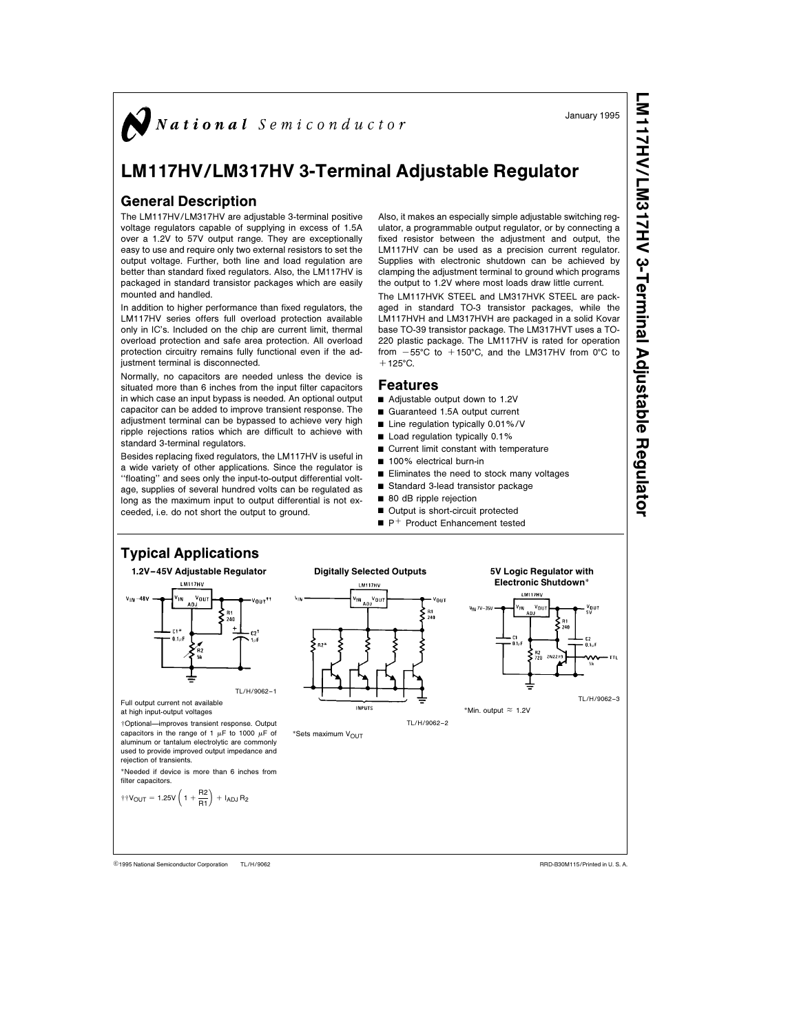January 1995

# LM117HV/LM317HV 3-Terminal Adjustable Regulator

## General Description

The LM117HV/LM317HV are adjustable 3-terminal positive voltage regulators capable of supplying in excess of 1.5A over a 1.2V to 57V output range. They are exceptionally easy to use and require only two external resistors to set the output voltage. Further, both line and load regulation are better than standard fixed regulators. Also, the LM117HV is packaged in standard transistor packages which are easily mounted and handled.

In addition to higher performance than fixed regulators, the LM117HV series offers full overload protection available only in IC's. Included on the chip are current limit, thermal overload protection and safe area protection. All overload protection circuitry remains fully functional even if the adjustment terminal is disconnected.

Normally, no capacitors are needed unless the device is situated more than 6 inches from the input filter capacitors in which case an input bypass is needed. An optional output capacitor can be added to improve transient response. The adjustment terminal can be bypassed to achieve very high ripple rejections ratios which are difficult to achieve with standard 3-terminal regulators.

Besides replacing fixed regulators, the LM117HV is useful in a wide variety of other applications. Since the regulator is "floating" and sees only the input-to-output differential voltage, supplies of several hundred volts can be regulated as long as the maximum input to output differential is not exceeded, i.e. do not short the output to ground.

Also, it makes an especially simple adjustable switching regulator, a programmable output regulator, or by connecting a fixed resistor between the adjustment and output, the LM117HV can be used as a precision current regulator. Supplies with electronic shutdown can be achieved by clamping the adjustment terminal to ground which programs the output to 1.2V where most loads draw little current.

The LM117HVK STEEL and LM317HVK STEEL are packaged in standard TO-3 transistor packages, while the LM117HVH and LM317HVH are packaged in a solid Kovar base TO-39 transistor package. The LM317HVT uses a TO-220 plastic package. The LM117HV is rated for operation from −55°C to +150°C, and the LM317HV from 0°C to +125°C.

## Features

- Adjustable output down to 1.2V
- Guaranteed 1.5A output current
- Line regulation typically 0.01%/V
- Load regulation typically 0.1%
- Current limit constant with temperature
- 100% electrical burn-in
- Eliminates the need to stock many voltages
- Standard 3-lead transistor package
- 80 dB ripple rejection
- Output is short-circuit protected
- P+ Product Enhancement tested

## Typical Applications

**1.2V–45V Adjustable Regulator**

TL/H/9062–1

Full output current not available at high input-output voltages

†Optional—improves transient response. Output capacitors in the range of 1 μF to 1000 μF of aluminum or tantalum electrolytic are commonly used to provide improved output impedance and rejection of transients.

*Needed if device is more than 6 inches from filter capacitors.

$$††V_{OUT} = 1.25V\left(1 + \frac{R2}{R1}\right) + I_{ADJ} R_2$$

**Digitally Selected Outputs**

TL/H/9062–2

*Sets maximum $V_{OUT}$

**5V Logic Regulator with Electronic Shutdown***

TL/H/9062–3

*Min. output ≈ 1.2V

©1995 National Semiconductor Corporation TL/H/9062 RRD-B30M115/Printed in U. S. A.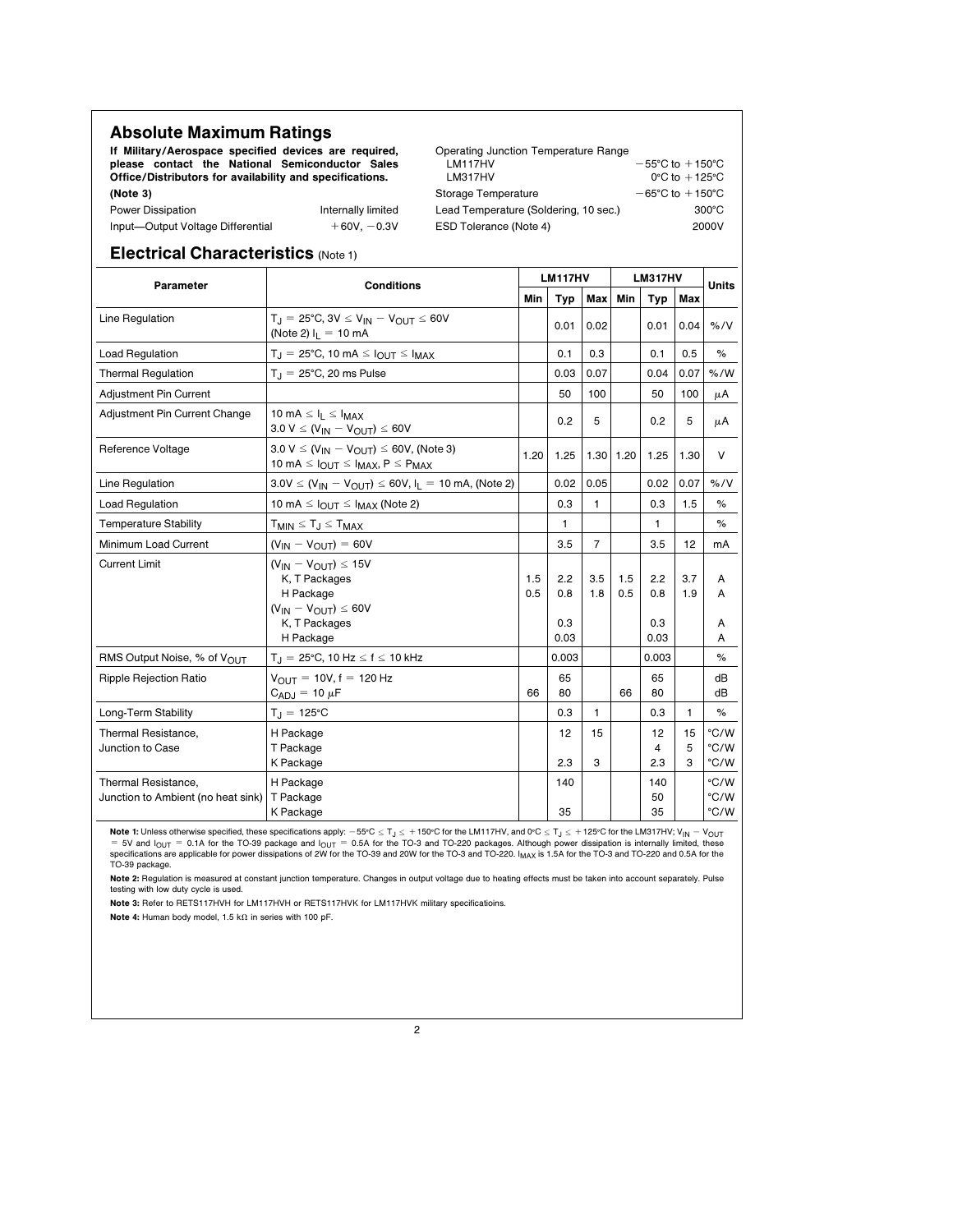## Absolute Maximum Ratings

**If Military/Aerospace specified devices are required, please contact the National Semiconductor Sales Office/Distributors for availability and specifications.**

**(Note 3)**

| | |
|---|---|
| Power Dissipation | Internally limited |
| Input—Output Voltage Differential | +60V, −0.3V |
| Operating Junction Temperature Range | |
| LM117HV | −55°C to +150°C |
| LM317HV | 0°C to +125°C |
| Storage Temperature | −65°C to +150°C |
| Lead Temperature (Soldering, 10 sec.) | 300°C |
| ESD Tolerance (Note 4) | 2000V |

## Electrical Characteristics (Note 1)

| Parameter | Conditions | LM117HV | | | LM317HV | | | Units |
|---|---|---|---|---|---|---|---|---|
| | | Min | Typ | Max | Min | Typ | Max | |
| Line Regulation | $T_J = 25°C$, $3V \leq V_{IN} - V_{OUT} \leq 60V$ (Note 2) $I_L = 10$ mA | | 0.01 | 0.02 | | 0.01 | 0.04 | %/V |
| Load Regulation | $T_J = 25°C$, 10 mA $\leq I_{OUT} \leq I_{MAX}$ | | 0.1 | 0.3 | | 0.1 | 0.5 | % |
| Thermal Regulation | $T_J = 25°C$, 20 ms Pulse | | 0.03 | 0.07 | | 0.04 | 0.07 | %/W |
| Adjustment Pin Current | | | 50 | 100 | | 50 | 100 | μA |
| Adjustment Pin Current Change | 10 mA $\leq I_L \leq I_{MAX}$<br>$3.0\ V \leq (V_{IN} - V_{OUT}) \leq 60V$ | | 0.2 | 5 | | 0.2 | 5 | μA |
| Reference Voltage | $3.0\ V \leq (V_{IN} - V_{OUT}) \leq 60V$, (Note 3)<br>10 mA $\leq I_{OUT} \leq I_{MAX}$, $P \leq P_{MAX}$ | 1.20 | 1.25 | 1.30 | 1.20 | 1.25 | 1.30 | V |
| Line Regulation | $3.0V \leq (V_{IN} - V_{OUT}) \leq 60V$, $I_L = 10$ mA, (Note 2) | | 0.02 | 0.05 | | 0.02 | 0.07 | %/V |
| Load Regulation | 10 mA $\leq I_{OUT} \leq I_{MAX}$ (Note 2) | | 0.3 | 1 | | 0.3 | 1.5 | % |
| Temperature Stability | $T_{MIN} \leq T_J \leq T_{MAX}$ | | 1 | | | 1 | | % |
| Minimum Load Current | $(V_{IN} - V_{OUT}) = 60V$ | | 3.5 | 7 | | 3.5 | 12 | mA |
| Current Limit | $(V_{IN} - V_{OUT}) \leq 15V$ | | | | | | | |
| | K, T Packages | 1.5 | 2.2 | 3.5 | 1.5 | 2.2 | 3.7 | A |
| | H Package | 0.5 | 0.8 | 1.8 | 0.5 | 0.8 | 1.9 | A |
| | $(V_{IN} - V_{OUT}) \leq 60V$ | | | | | | | |
| | K, T Packages | | 0.3 | | | 0.3 | | A |
| | H Package | | 0.03 | | | 0.03 | | A |
| RMS Output Noise, % of $V_{OUT}$ | $T_J = 25°C$, 10 Hz $\leq f \leq$ 10 kHz | | 0.003 | | | 0.003 | | % |
| Ripple Rejection Ratio | $V_{OUT} = 10V$, $f = 120$ Hz | | 65 | | | 65 | | dB |
| | $C_{ADJ} = 10\ \mu F$ | 66 | 80 | | 66 | 80 | | dB |
| Long-Term Stability | $T_J = 125°C$ | | 0.3 | 1 | | 0.3 | 1 | % |
| Thermal Resistance, Junction to Case | H Package | | 12 | 15 | | 12 | 15 | °C/W |
| | T Package | | | | | 4 | 5 | °C/W |
| | K Package | | 2.3 | 3 | | 2.3 | 3 | °C/W |
| Thermal Resistance, Junction to Ambient (no heat sink) | H Package | | 140 | | | 140 | | °C/W |
| | T Package | | | | | 50 | | °C/W |
| | K Package | | 35 | | | 35 | | °C/W |

**Note 1:** Unless otherwise specified, these specifications apply: $-55°C \leq T_J \leq +150°C$ for the LM117HV, and $0°C \leq T_J \leq +125°C$ for the LM317HV; $V_{IN} - V_{OUT} = 5V$ and $I_{OUT} = 0.1A$ for the TO-39 package and $I_{OUT} = 0.5A$ for the TO-3 and TO-220 packages. Although power dissipation is internally limited, these specifications are applicable for power dissipations of 2W for the TO-39 and 20W for the TO-3 and TO-220. $I_{MAX}$ is 1.5A for the TO-3 and TO-220 and 0.5A for the TO-39 package.

**Note 2:** Regulation is measured at constant junction temperature. Changes in output voltage due to heating effects must be taken into account separately. Pulse testing with low duty cycle is used.

**Note 3:** Refer to RETS117HVH for LM117HVH or RETS117HVK for LM117HVK military specificatioins.

**Note 4:** Human body model, 1.5 kΩ in series with 100 pF.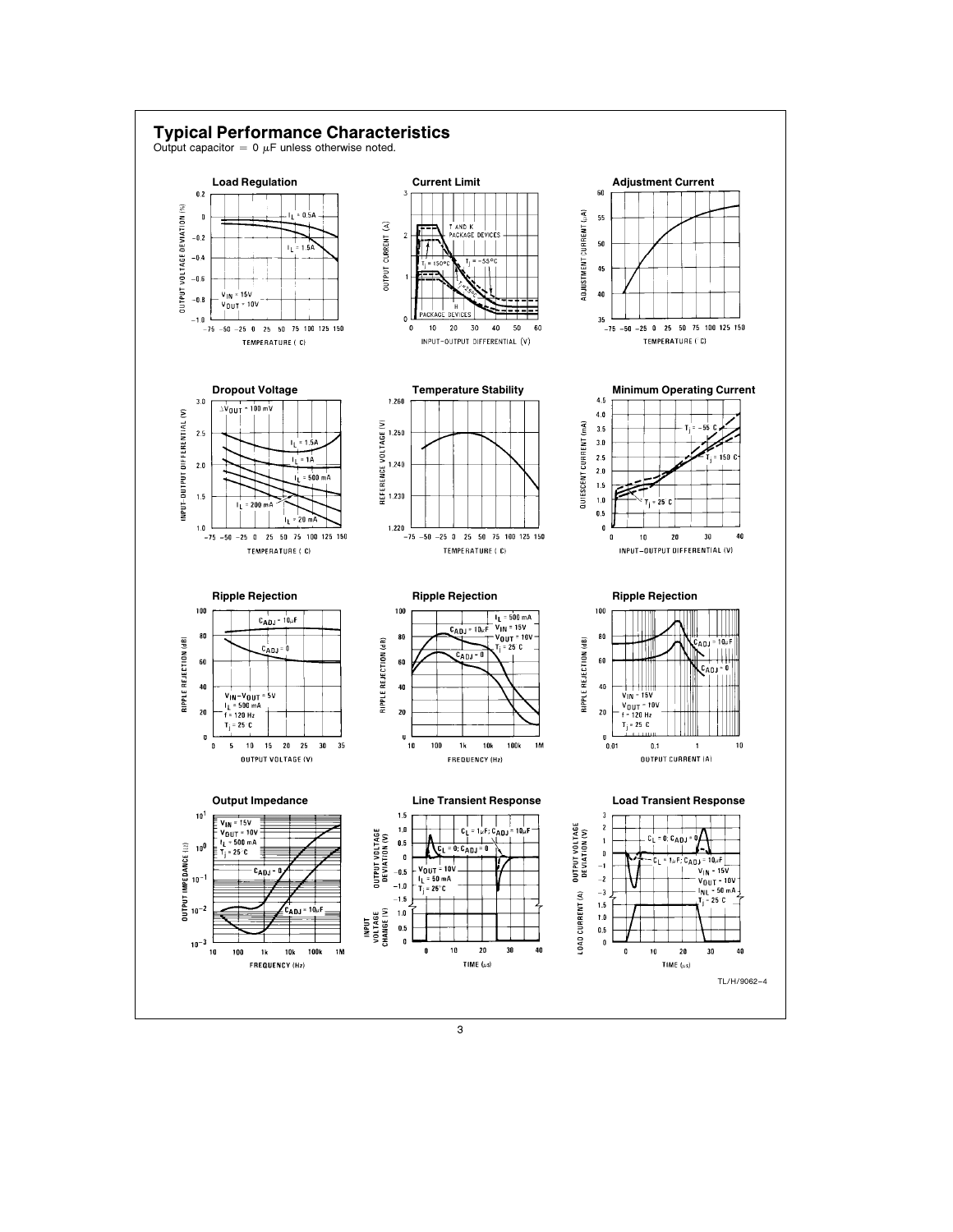## Typical Performance Characteristics

Output capacitor = 0 μF unless otherwise noted.

**Load Regulation**

**Current Limit**

**Adjustment Current**

**Dropout Voltage**

**Temperature Stability**

**Minimum Operating Current**

**Ripple Rejection**

**Ripple Rejection**

**Ripple Rejection**

**Output Impedance**

**Line Transient Response**

**Load Transient Response**

TL/H/9062–4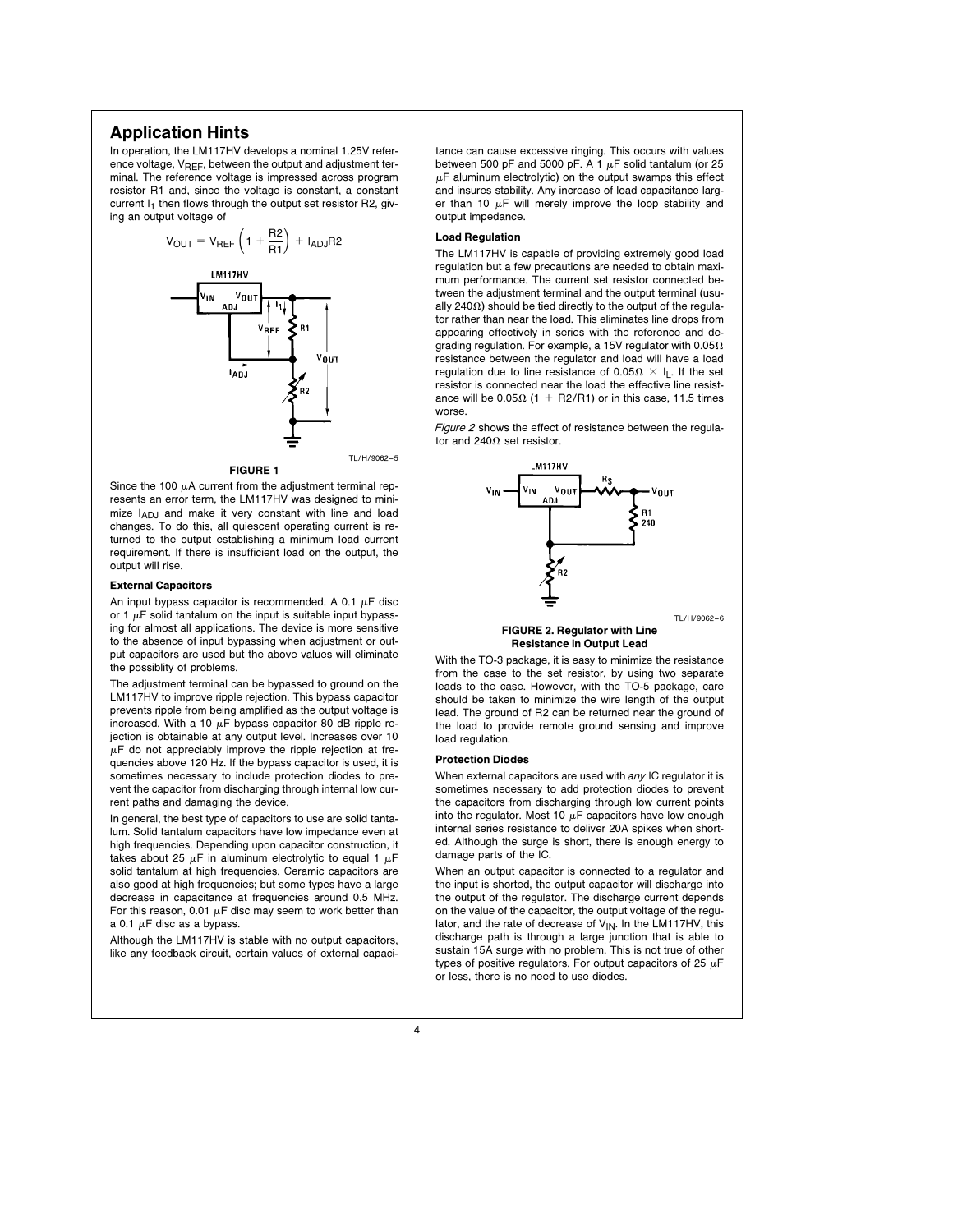## Application Hints

In operation, the LM117HV develops a nominal 1.25V reference voltage, $V_{REF}$, between the output and adjustment terminal. The reference voltage is impressed across program resistor R1 and, since the voltage is constant, a constant current $I_1$ then flows through the output set resistor R2, giving an output voltage of

$$V_{OUT} = V_{REF}\left(1 + \frac{R2}{R1}\right) + I_{ADJ}R2$$

TL/H/9062–5

**FIGURE 1**

Since the 100 μA current from the adjustment terminal represents an error term, the LM117HV was designed to minimize $I_{ADJ}$ and make it very constant with line and load changes. To do this, all quiescent operating current is returned to the output establishing a minimum load current requirement. If there is insufficient load on the output, the output will rise.

### External Capacitors

An input bypass capacitor is recommended. A 0.1 μF disc or 1 μF solid tantalum on the input is suitable input bypassing for almost all applications. The device is more sensitive to the absence of input bypassing when adjustment or output capacitors are used but the above values will eliminate the possiblity of problems.

The adjustment terminal can be bypassed to ground on the LM117HV to improve ripple rejection. This bypass capacitor prevents ripple from being amplified as the output voltage is increased. With a 10 μF bypass capacitor 80 dB ripple rejection is obtainable at any output level. Increases over 10 μF do not appreciably improve the ripple rejection at frequencies above 120 Hz. If the bypass capacitor is used, it is sometimes necessary to include protection diodes to prevent the capacitor from discharging through internal low current paths and damaging the device.

In general, the best type of capacitors to use are solid tantalum. Solid tantalum capacitors have low impedance even at high frequencies. Depending upon capacitor construction, it takes about 25 μF in aluminum electrolytic to equal 1 μF solid tantalum at high frequencies. Ceramic capacitors are also good at high frequencies; but some types have a large decrease in capacitance at frequencies around 0.5 MHz. For this reason, 0.01 μF disc may seem to work better than a 0.1 μF disc as a bypass.

Although the LM117HV is stable with no output capacitors, like any feedback circuit, certain values of external capacitance can cause excessive ringing. This occurs with values between 500 pF and 5000 pF. A 1 μF solid tantalum (or 25 μF aluminum electrolytic) on the output swamps this effect and insures stability. Any increase of load capacitance larger than 10 μF will merely improve the loop stability and output impedance.

### Load Regulation

The LM117HV is capable of providing extremely good load regulation but a few precautions are needed to obtain maximum performance. The current set resistor connected between the adjustment terminal and the output terminal (usually 240Ω) should be tied directly to the output of the regulator rather than near the load. This eliminates line drops from appearing effectively in series with the reference and degrading regulation. For example, a 15V regulator with 0.05Ω resistance between the regulator and load will have a load regulation due to line resistance of $0.05\Omega \times I_L$. If the set resistor is connected near the load the effective line resistance will be $0.05\Omega\,(1 + R2/R1)$ or in this case, 11.5 times worse.

*Figure 2* shows the effect of resistance between the regulator and 240Ω set resistor.

TL/H/9062–6

**FIGURE 2. Regulator with Line Resistance in Output Lead**

With the TO-3 package, it is easy to minimize the resistance from the case to the set resistor, by using two separate leads to the case. However, with the TO-5 package, care should be taken to minimize the wire length of the output lead. The ground of R2 can be returned near the ground of the load to provide remote ground sensing and improve load regulation.

### Protection Diodes

When external capacitors are used with *any* IC regulator it is sometimes necessary to add protection diodes to prevent the capacitors from discharging through low current points into the regulator. Most 10 μF capacitors have low enough internal series resistance to deliver 20A spikes when shorted. Although the surge is short, there is enough energy to damage parts of the IC.

When an output capacitor is connected to a regulator and the input is shorted, the output capacitor will discharge into the output of the regulator. The discharge current depends on the value of the capacitor, the output voltage of the regulator, and the rate of decrease of $V_{IN}$. In the LM117HV, this discharge path is through a large junction that is able to sustain 15A surge with no problem. This is not true of other types of positive regulators. For output capacitors of 25 μF or less, there is no need to use diodes.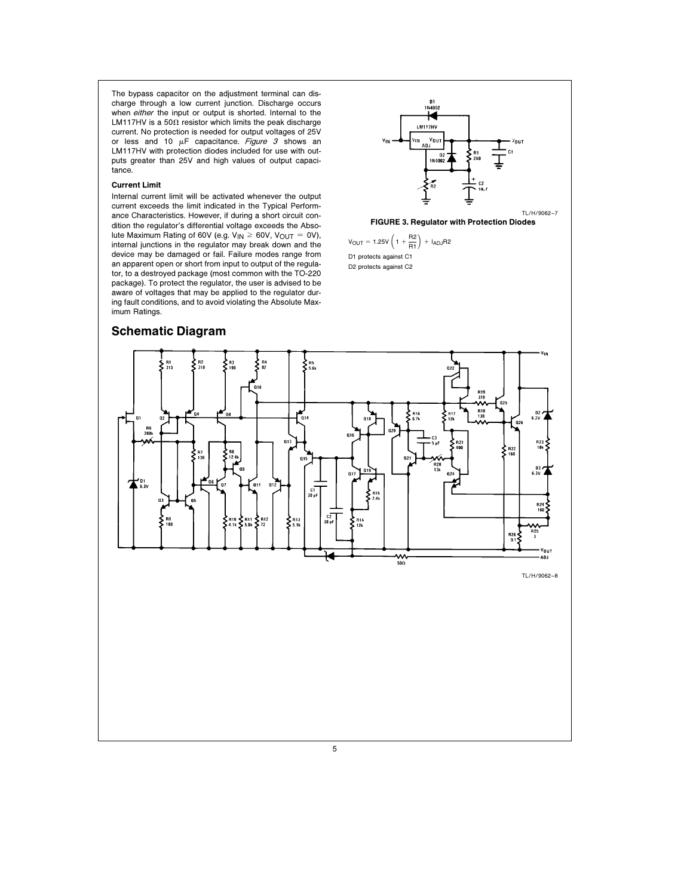The bypass capacitor on the adjustment terminal can discharge through a low current junction. Discharge occurs when *either* the input or output is shorted. Internal to the LM117HV is a 50Ω resistor which limits the peak discharge current. No protection is needed for output voltages of 25V or less and 10 μF capacitance. *Figure 3* shows an LM117HV with protection diodes included for use with outputs greater than 25V and high values of output capacitance.

**Current Limit**

Internal current limit will be activated whenever the output current exceeds the limit indicated in the Typical Performance Characteristics. However, if during a short circuit condition the regulator's differential voltage exceeds the Absolute Maximum Rating of 60V (e.g. $V_{IN} \geq 60V$, $V_{OUT} = 0V$), internal junctions in the regulator may break down and the device may be damaged or fail. Failure modes range from an apparent open or short from input to output of the regulator, to a destroyed package (most common with the TO-220 package). To protect the regulator, the user is advised to be aware of voltages that may be applied to the regulator during fault conditions, and to avoid violating the Absolute Maximum Ratings.

TL/H/9062–7

**FIGURE 3. Regulator with Protection Diodes**

$$V_{OUT} = 1.25V\left(1 + \frac{R2}{R1}\right) + I_{ADJ}R2$$

D1 protects against C1

D2 protects against C2

## Schematic Diagram

TL/H/9062–8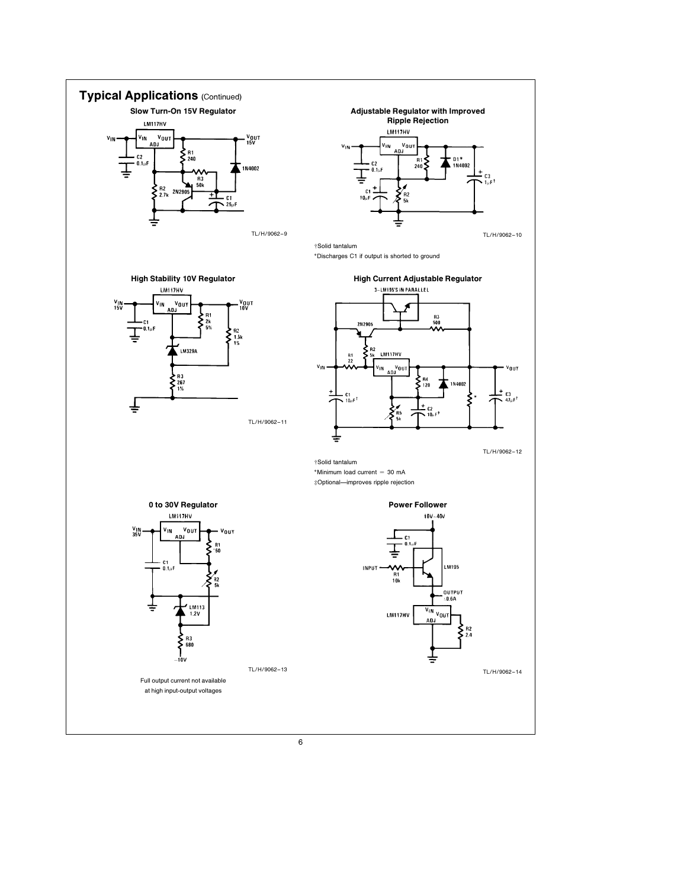## Typical Applications (Continued)

### Slow Turn-On 15V Regulator

TL/H/9062–9

### Adjustable Regulator with Improved Ripple Rejection

TL/H/9062–10

†Solid tantalum

*Discharges C1 if output is shorted to ground

### High Stability 10V Regulator

TL/H/9062–11

### High Current Adjustable Regulator

TL/H/9062–12

†Solid tantalum

*Minimum load current = 30 mA

‡Optional—improves ripple rejection

### 0 to 30V Regulator

TL/H/9062–13

Full output current not available at high input-output voltages

### Power Follower

TL/H/9062–14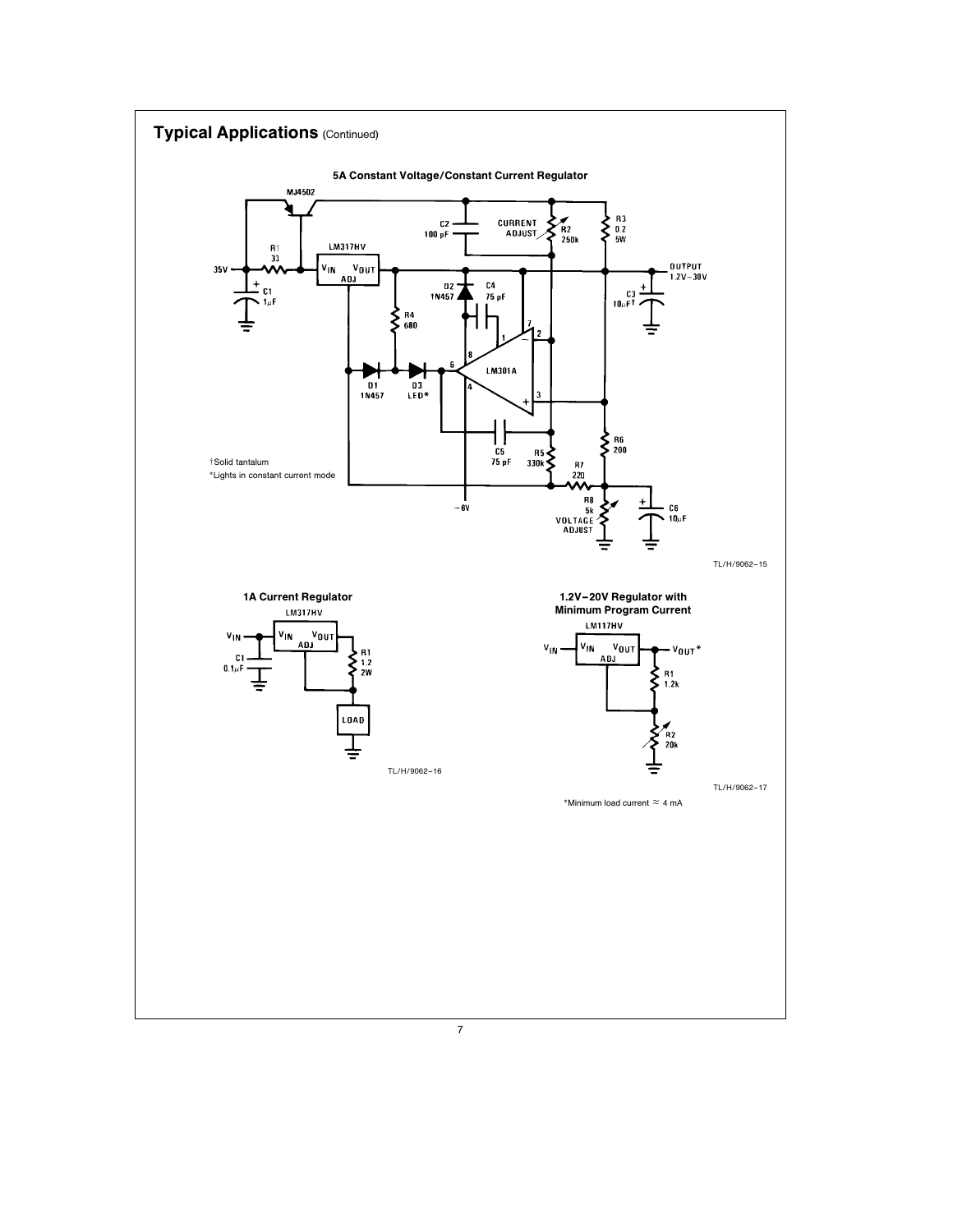## Typical Applications (Continued)

**5A Constant Voltage/Constant Current Regulator**

†Solid tantalum

*Lights in constant current mode

TL/H/9062–15

**1A Current Regulator**

TL/H/9062–16

**1.2V–20V Regulator with Minimum Program Current**

TL/H/9062–17

*Minimum load current ≈ 4 mA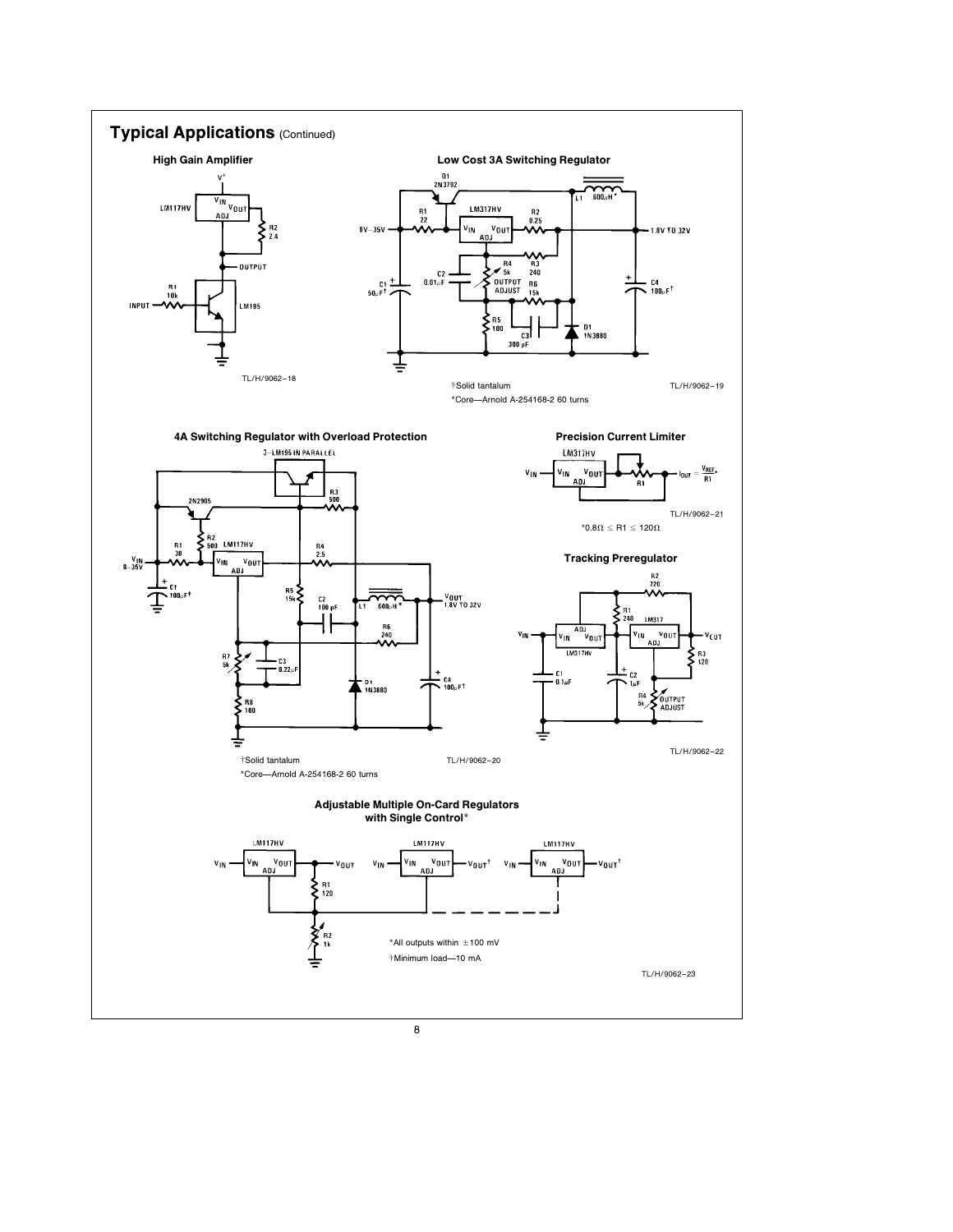## Typical Applications (Continued)

### High Gain Amplifier

TL/H/9062–18

### Low Cost 3A Switching Regulator

†Solid tantalum

*Core—Arnold A-254168-2 60 turns

TL/H/9062–19

### 4A Switching Regulator with Overload Protection

†Solid tantalum

*Core—Arnold A-254168-2 60 turns

TL/H/9062–20

### Precision Current Limiter

$I_{OUT} = \frac{V_{REF}}{R1}$

*0.8Ω ≤ R1 ≤ 120Ω

TL/H/9062–21

### Tracking Preregulator

TL/H/9062–22

### Adjustable Multiple On-Card Regulators with Single Control*

*All outputs within ±100 mV

†Minimum load—10 mA

TL/H/9062–23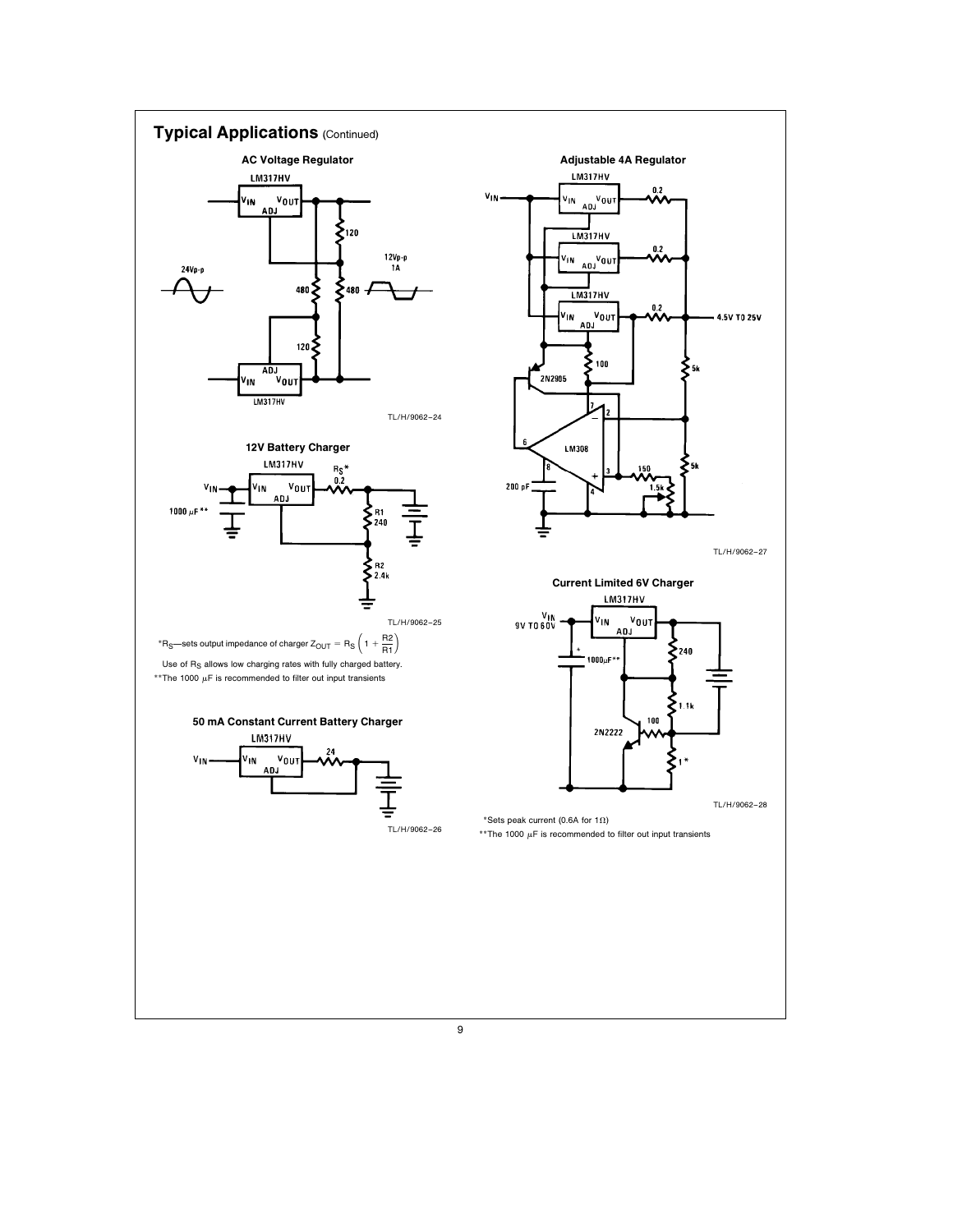## Typical Applications (Continued)

### AC Voltage Regulator

LM317HV

24Vp-p

12Vp-p
1A

120
480
480
120

LM317HV

TL/H/9062–24

### 12V Battery Charger

LM317HV

$R_S$*
0.2

R1
240

R2
2.4k

1000 μF**

TL/H/9062–25

*$R_S$—sets output impedance of charger $Z_{OUT} = R_S \left(1 + \frac{R2}{R1}\right)$

Use of $R_S$ allows low charging rates with fully charged battery.

**The 1000 μF is recommended to filter out input transients

### 50 mA Constant Current Battery Charger

LM317HV

24

TL/H/9062–26

### Adjustable 4A Regulator

LM317HV
0.2
LM317HV
0.2
LM317HV
0.2

4.5V TO 25V

100
2N2905
5k
LM308
200 pF
150
1.5k
5k

TL/H/9062–27

### Current Limited 6V Charger

LM317HV

$V_{IN}$
9V TO 60V

1000μF**

240
1.1k
100
2N2222
1*

TL/H/9062–28

*Sets peak current (0.6A for 1Ω)

**The 1000 μF is recommended to filter out input transients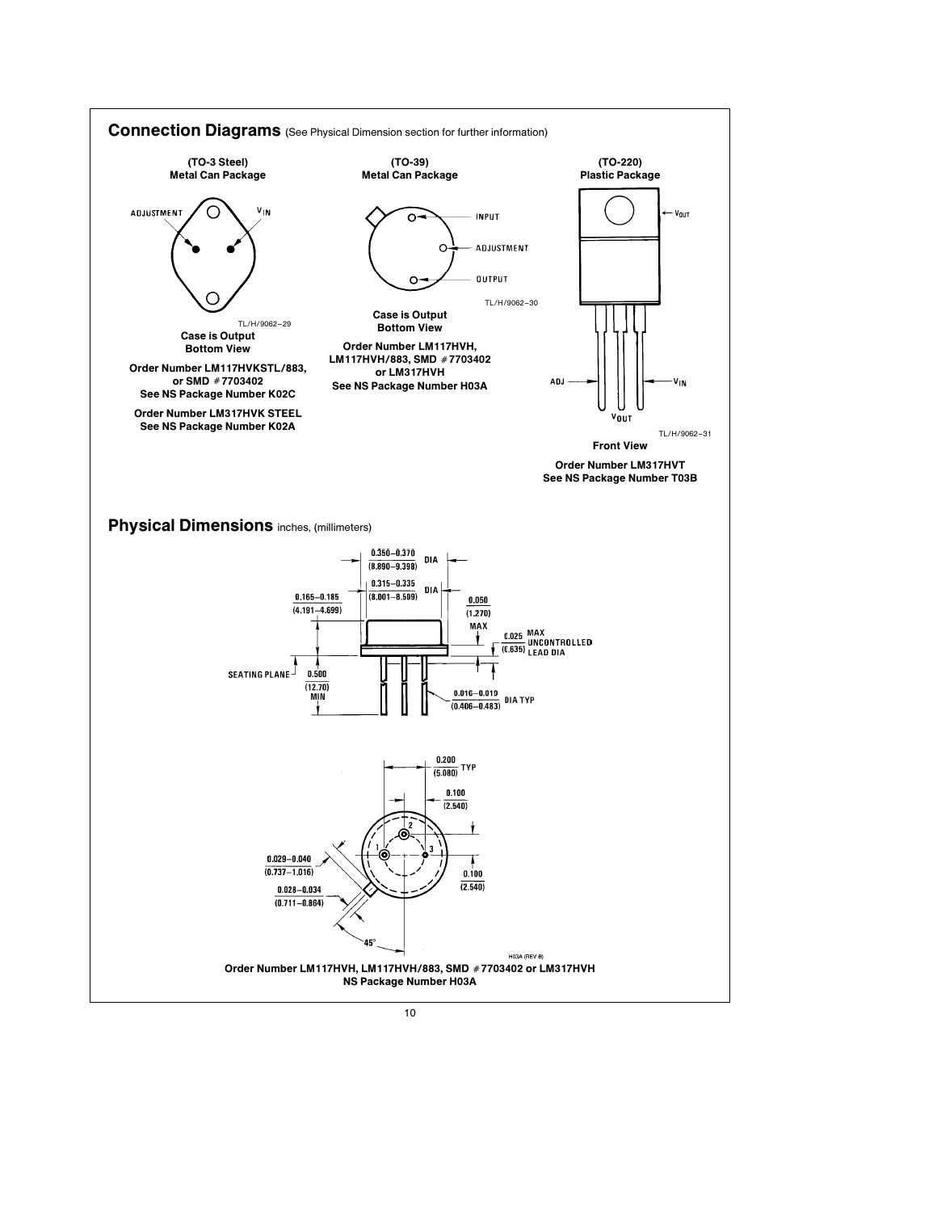## Connection Diagrams (See Physical Dimension section for further information)

**(TO-3 Steel)**
**Metal Can Package**

ADJUSTMENT $V_{IN}$

TL/H/9062–29

**Case is Output**
**Bottom View**

**Order Number LM117HVKSTL/883, or SMD #7703402**
**See NS Package Number K02C**

**Order Number LM317HVK STEEL**
**See NS Package Number K02A**

**(TO-39)**
**Metal Can Package**

INPUT

ADJUSTMENT

OUTPUT

TL/H/9062–30

**Case is Output**
**Bottom View**

**Order Number LM117HVH, LM117HVH/883, SMD #7703402 or LM317HVH**
**See NS Package Number H03A**

**(TO-220)**
**Plastic Package**

$V_{OUT}$

ADJ $V_{IN}$

$V_{OUT}$

TL/H/9062–31

**Front View**

**Order Number LM317HVT**
**See NS Package Number T03B**

## Physical Dimensions inches, (millimeters)

0.350–0.370 (8.890–9.398) DIA

0.315–0.335 (8.001–8.509) DIA

0.165–0.185 (4.191–4.699)

0.050 (1.270) MAX

0.025 (0.635) MAX UNCONTROLLED LEAD DIA

SEATING PLANE

0.500 (12.70) MIN

0.016–0.019 (0.406–0.483) DIA TYP

0.200 (5.080) TYP

0.100 (2.540)

0.100 (2.540)

0.029–0.040 (0.737–1.016)

0.028–0.034 (0.711–0.864)

45°

H03A (REV B)

**Order Number LM117HVH, LM117HVH/883, SMD #7703402 or LM317HVH**
**NS Package Number H03A**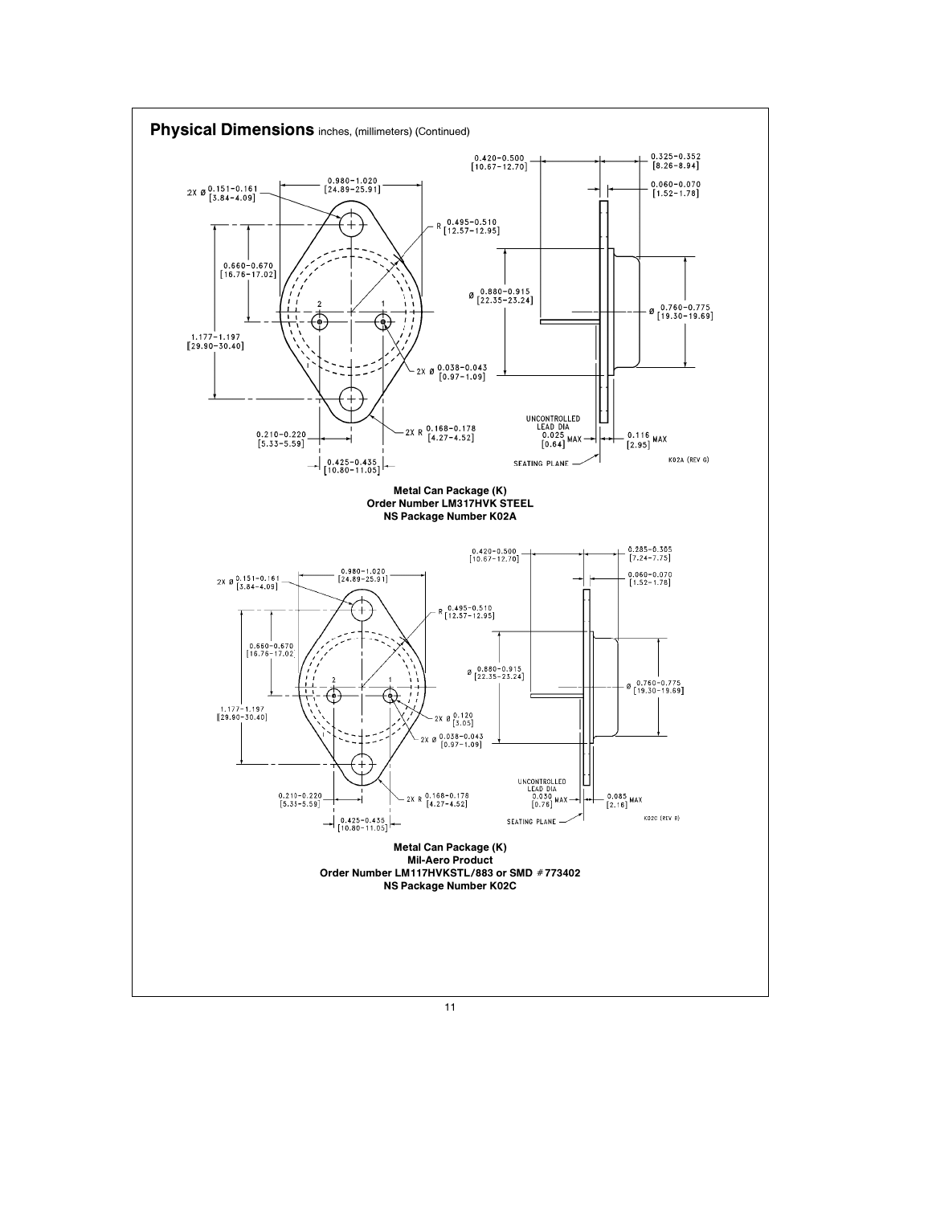## Physical Dimensions inches, (millimeters) (Continued)

**Metal Can Package (K)**
**Order Number LM317HVK STEEL**
**NS Package Number K02A**

**Metal Can Package (K)**
**Mil-Aero Product**
**Order Number LM117HVKSTL/883 or SMD #773402**
**NS Package Number K02C**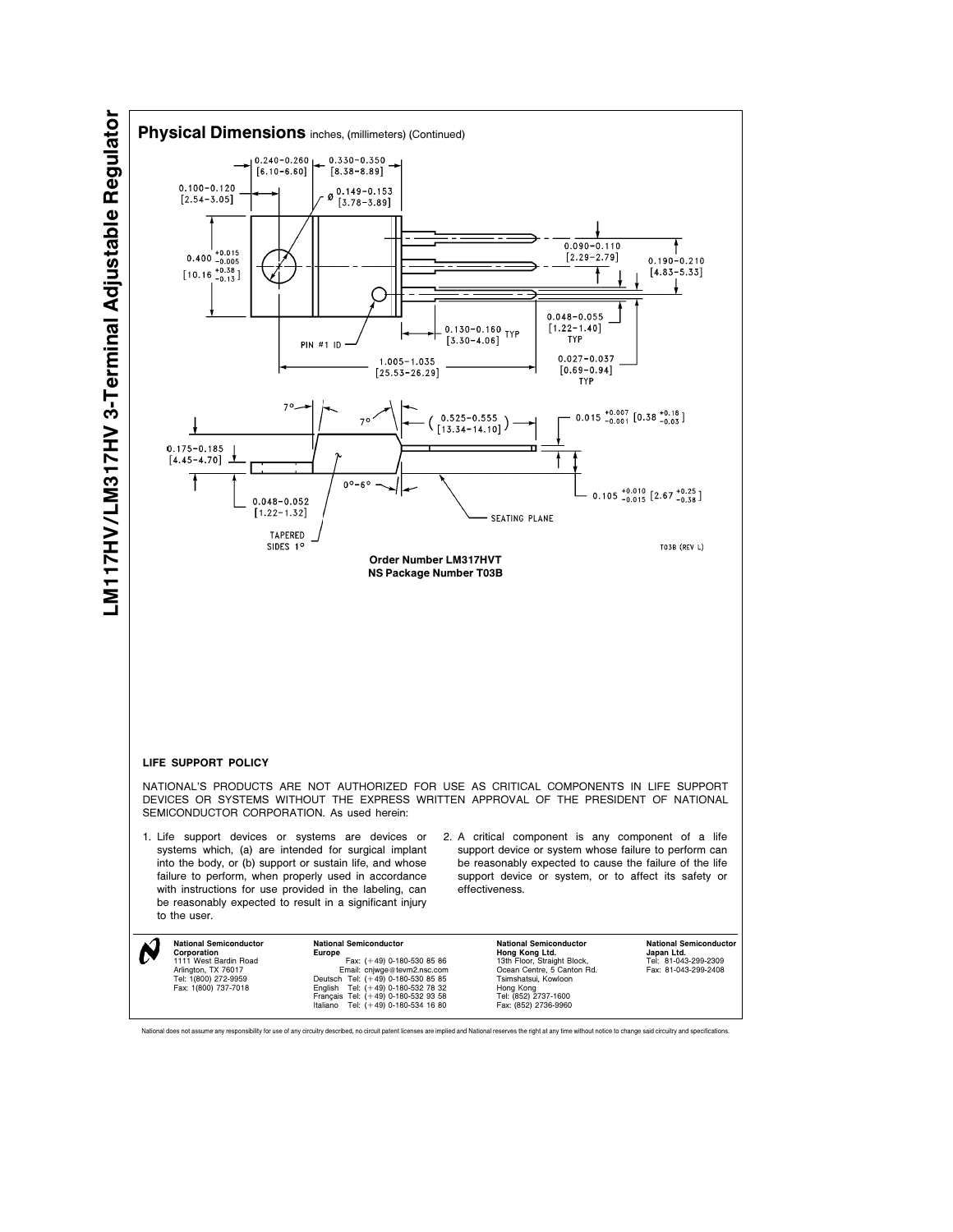## Physical Dimensions inches, (millimeters) (Continued)

0.240–0.260 [6.10–6.60]
0.330–0.350 [8.38–8.89]
0.100–0.120 [2.54–3.05]
Ø 0.149–0.153 [3.78–3.89]
0.400 +0.015 −0.005 [10.16 +0.38 −0.13]
0.090–0.110 [2.29–2.79]
0.190–0.210 [4.83–5.33]
0.048–0.055 [1.22–1.40] TYP
0.130–0.160 [3.30–4.06] TYP
PIN #1 ID
0.027–0.037 [0.69–0.94] TYP
1.005–1.035 [25.53–26.29]
7°
7°
0.525–0.555 [13.34–14.10]
0.015 +0.007 −0.001 [0.38 +0.18 −0.03]
0.175–0.185 [4.45–4.70]
0°–6°
0.105 +0.010 −0.015 [2.67 +0.25 −0.38]
0.048–0.052 [1.22–1.32]
SEATING PLANE
TAPERED SIDES 1°
T03B (REV L)

**Order Number LM317HVT**
**NS Package Number T03B**

### LIFE SUPPORT POLICY

NATIONAL'S PRODUCTS ARE NOT AUTHORIZED FOR USE AS CRITICAL COMPONENTS IN LIFE SUPPORT DEVICES OR SYSTEMS WITHOUT THE EXPRESS WRITTEN APPROVAL OF THE PRESIDENT OF NATIONAL SEMICONDUCTOR CORPORATION. As used herein:

1. Life support devices or systems are devices or systems which, (a) are intended for surgical implant into the body, or (b) support or sustain life, and whose failure to perform, when properly used in accordance with instructions for use provided in the labeling, can be reasonably expected to result in a significant injury to the user.
2. A critical component is any component of a life support device or system whose failure to perform can be reasonably expected to cause the failure of the life support device or system, or to affect its safety or effectiveness.

**National Semiconductor Corporation**
1111 West Bardin Road
Arlington, TX 76017
Tel: 1(800) 272-9959
Fax: 1(800) 737-7018

**National Semiconductor Europe**
Fax: (+49) 0-180-530 85 86
Email: cnjwge@tevm2.nsc.com
Deutsch Tel: (+49) 0-180-530 85 85
English Tel: (+49) 0-180-532 78 32
Français Tel: (+49) 0-180-532 93 58
Italiano Tel: (+49) 0-180-534 16 80

**National Semiconductor Hong Kong Ltd.**
13th Floor, Straight Block,
Ocean Centre, 5 Canton Rd.
Tsimshatsui, Kowloon
Hong Kong
Tel: (852) 2737-1600
Fax: (852) 2736-9960

**National Semiconductor Japan Ltd.**
Tel: 81-043-299-2309
Fax: 81-043-299-2408

National does not assume any responsibility for use of any circuitry described, no circuit patent licenses are implied and National reserves the right at any time without notice to change said circuitry and specifications.